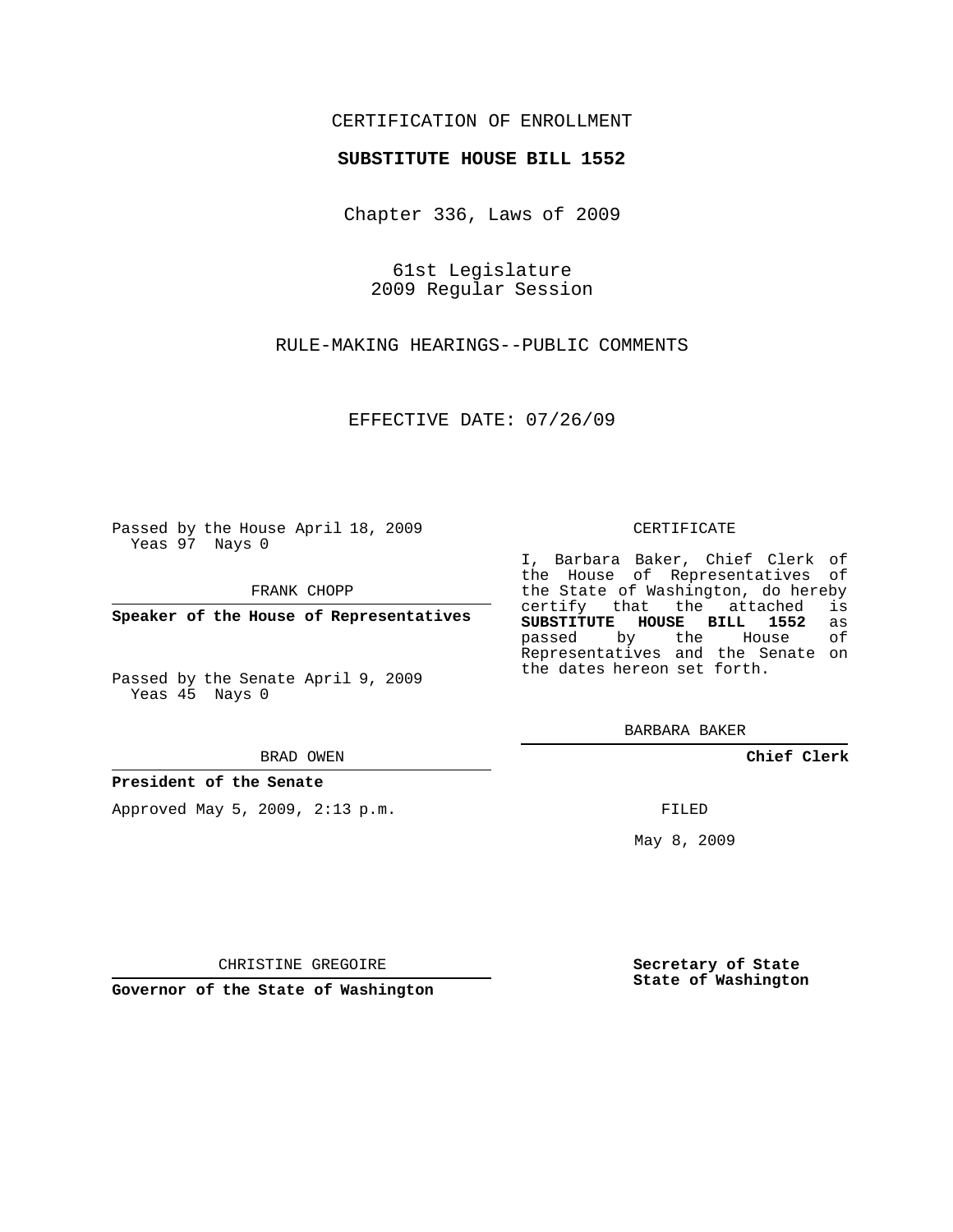CERTIFICATION OF ENROLLMENT

**SUBSTITUTE HOUSE BILL 1552**

Chapter 336, Laws of 2009

61st Legislature
2009 Regular Session

RULE-MAKING HEARINGS--PUBLIC COMMENTS

EFFECTIVE DATE: 07/26/09

Passed by the House April 18, 2009
Yeas 97 Nays 0

FRANK CHOPP

**Speaker of the House of Representatives**

Passed by the Senate April 9, 2009
Yeas 45 Nays 0

BRAD OWEN

**President of the Senate**

Approved May 5, 2009, 2:13 p.m.

CHRISTINE GREGOIRE

**Governor of the State of Washington**

CERTIFICATE

I, Barbara Baker, Chief Clerk of the House of Representatives of the State of Washington, do hereby certify that the attached is **SUBSTITUTE HOUSE BILL 1552** as passed by the House of Representatives and the Senate on the dates hereon set forth.

BARBARA BAKER

**Chief Clerk**

FILED

May 8, 2009

**Secretary of State**
**State of Washington**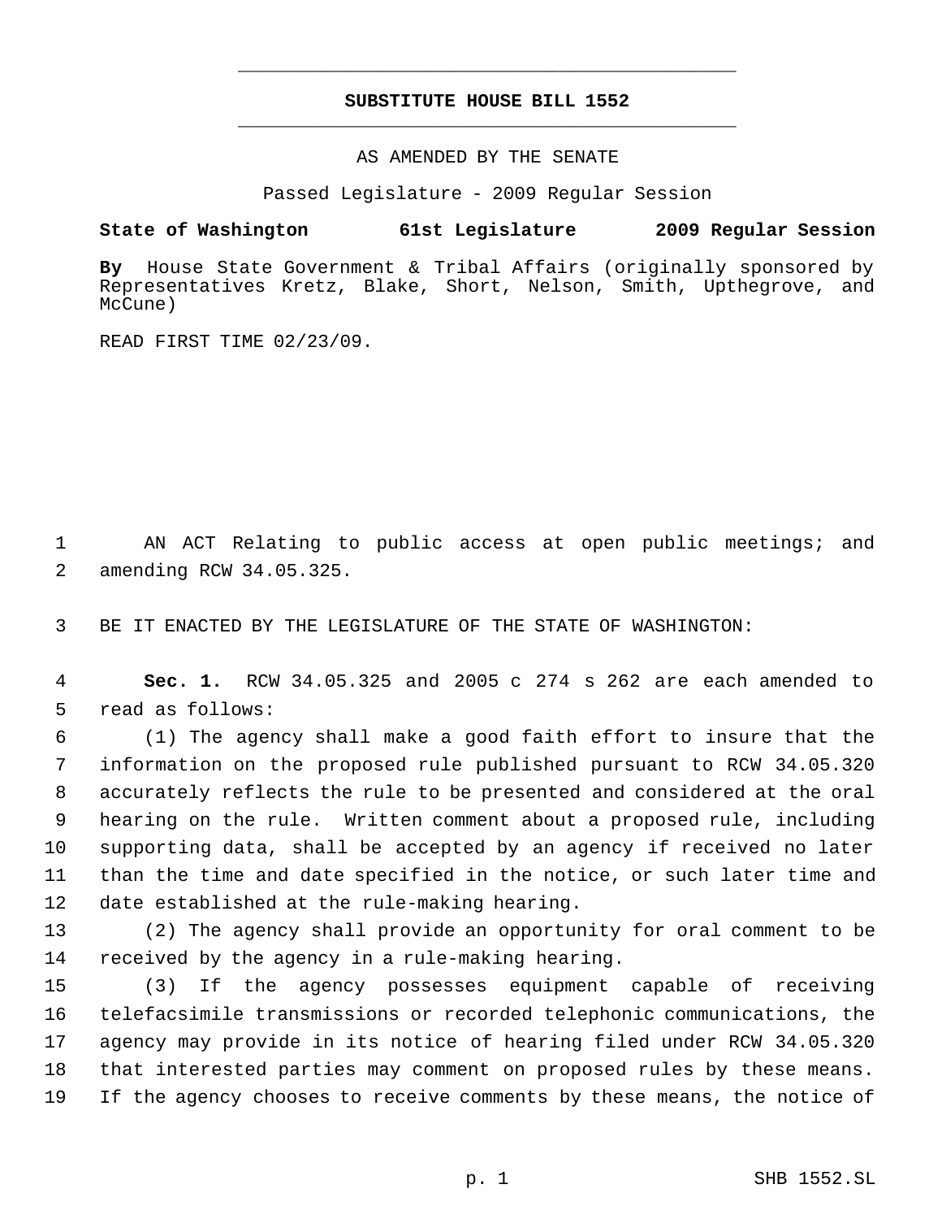# SUBSTITUTE HOUSE BILL 1552

AS AMENDED BY THE SENATE

Passed Legislature - 2009 Regular Session

**State of Washington 61st Legislature 2009 Regular Session**

**By** House State Government & Tribal Affairs (originally sponsored by Representatives Kretz, Blake, Short, Nelson, Smith, Upthegrove, and McCune)

READ FIRST TIME 02/23/09.

AN ACT Relating to public access at open public meetings; and amending RCW 34.05.325.

BE IT ENACTED BY THE LEGISLATURE OF THE STATE OF WASHINGTON:

**Sec. 1.** RCW 34.05.325 and 2005 c 274 s 262 are each amended to read as follows:

(1) The agency shall make a good faith effort to insure that the information on the proposed rule published pursuant to RCW 34.05.320 accurately reflects the rule to be presented and considered at the oral hearing on the rule. Written comment about a proposed rule, including supporting data, shall be accepted by an agency if received no later than the time and date specified in the notice, or such later time and date established at the rule-making hearing.

(2) The agency shall provide an opportunity for oral comment to be received by the agency in a rule-making hearing.

(3) If the agency possesses equipment capable of receiving telefacsimile transmissions or recorded telephonic communications, the agency may provide in its notice of hearing filed under RCW 34.05.320 that interested parties may comment on proposed rules by these means. If the agency chooses to receive comments by these means, the notice of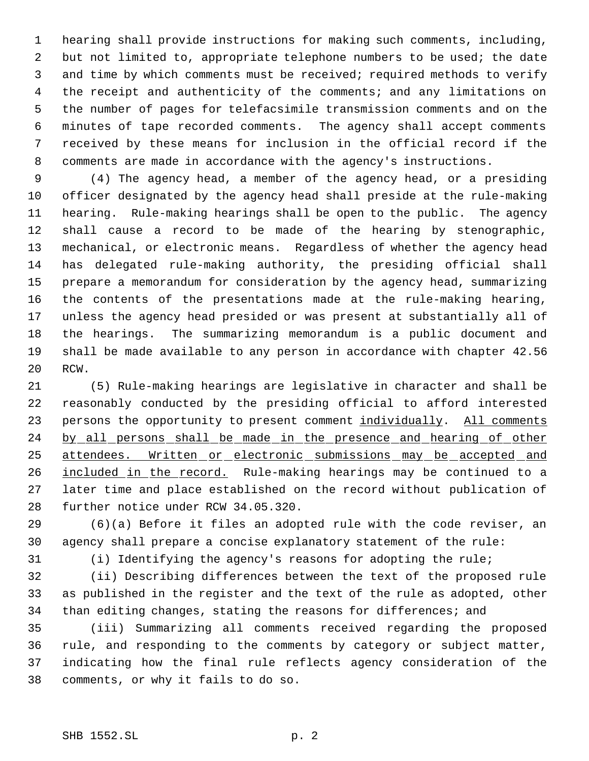hearing shall provide instructions for making such comments, including, but not limited to, appropriate telephone numbers to be used; the date and time by which comments must be received; required methods to verify the receipt and authenticity of the comments; and any limitations on the number of pages for telefacsimile transmission comments and on the minutes of tape recorded comments. The agency shall accept comments received by these means for inclusion in the official record if the comments are made in accordance with the agency's instructions.

(4) The agency head, a member of the agency head, or a presiding officer designated by the agency head shall preside at the rule-making hearing. Rule-making hearings shall be open to the public. The agency shall cause a record to be made of the hearing by stenographic, mechanical, or electronic means. Regardless of whether the agency head has delegated rule-making authority, the presiding official shall prepare a memorandum for consideration by the agency head, summarizing the contents of the presentations made at the rule-making hearing, unless the agency head presided or was present at substantially all of the hearings. The summarizing memorandum is a public document and shall be made available to any person in accordance with chapter 42.56 RCW.

(5) Rule-making hearings are legislative in character and shall be reasonably conducted by the presiding official to afford interested persons the opportunity to present comment <u>individually</u>. <u>All comments by all persons shall be made in the presence and hearing of other attendees. Written or electronic submissions may be accepted and included in the record.</u> Rule-making hearings may be continued to a later time and place established on the record without publication of further notice under RCW 34.05.320.

(6)(a) Before it files an adopted rule with the code reviser, an agency shall prepare a concise explanatory statement of the rule:

(i) Identifying the agency's reasons for adopting the rule;

(ii) Describing differences between the text of the proposed rule as published in the register and the text of the rule as adopted, other than editing changes, stating the reasons for differences; and

(iii) Summarizing all comments received regarding the proposed rule, and responding to the comments by category or subject matter, indicating how the final rule reflects agency consideration of the comments, or why it fails to do so.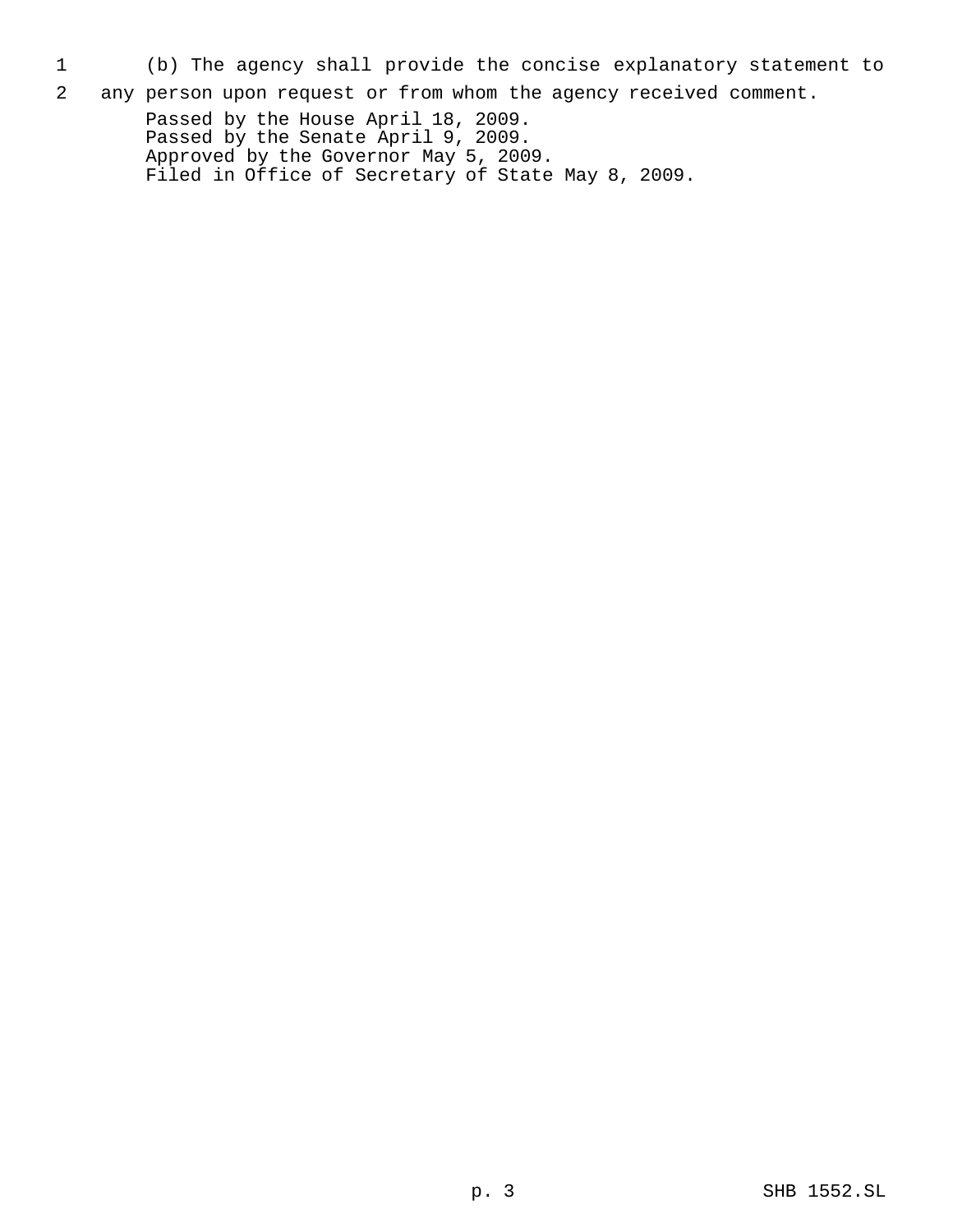(b) The agency shall provide the concise explanatory statement to any person upon request or from whom the agency received comment.

Passed by the House April 18, 2009.
Passed by the Senate April 9, 2009.
Approved by the Governor May 5, 2009.
Filed in Office of Secretary of State May 8, 2009.